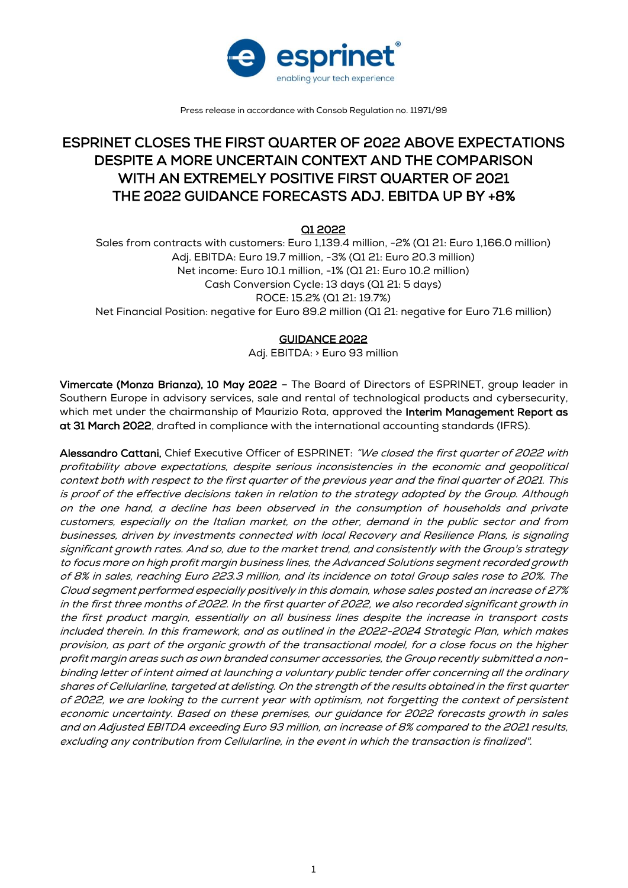Press release in accordance with Consob Regulation no. 11971/99

# ESPRINET CLOSES THE FIRST QUARTER OF 2022 ABOVE EXPECTATIONS DESPITE A MORE UNCERTAIN CONTEXT AND THE COMPARISON WITH AN EXTREMELY POSITIVE FIRST QUARTER OF 2021 THE 2022 GUIDANCE FORECASTS ADJ. EBITDA UP BY +8%

**Q1 2022**

Sales from contracts with customers: Euro 1,139.4 million, -2% (Q1 21: Euro 1,166.0 million)
Adj. EBITDA: Euro 19.7 million, -3% (Q1 21: Euro 20.3 million)
Net income: Euro 10.1 million, -1% (Q1 21: Euro 10.2 million)
Cash Conversion Cycle: 13 days (Q1 21: 5 days)
ROCE: 15.2% (Q1 21: 19.7%)
Net Financial Position: negative for Euro 89.2 million (Q1 21: negative for Euro 71.6 million)

**GUIDANCE 2022**

Adj. EBITDA: > Euro 93 million

**Vimercate (Monza Brianza), 10 May 2022** – The Board of Directors of ESPRINET, group leader in Southern Europe in advisory services, sale and rental of technological products and cybersecurity, which met under the chairmanship of Maurizio Rota, approved the **Interim Management Report as at 31 March 2022**, drafted in compliance with the international accounting standards (IFRS).

**Alessandro Cattani,** Chief Executive Officer of ESPRINET: *"We closed the first quarter of 2022 with profitability above expectations, despite serious inconsistencies in the economic and geopolitical context both with respect to the first quarter of the previous year and the final quarter of 2021. This is proof of the effective decisions taken in relation to the strategy adopted by the Group. Although on the one hand, a decline has been observed in the consumption of households and private customers, especially on the Italian market, on the other, demand in the public sector and from businesses, driven by investments connected with local Recovery and Resilience Plans, is signaling significant growth rates. And so, due to the market trend, and consistently with the Group's strategy to focus more on high profit margin business lines, the Advanced Solutions segment recorded growth of 8% in sales, reaching Euro 223.3 million, and its incidence on total Group sales rose to 20%. The Cloud segment performed especially positively in this domain, whose sales posted an increase of 27% in the first three months of 2022. In the first quarter of 2022, we also recorded significant growth in the first product margin, essentially on all business lines despite the increase in transport costs included therein. In this framework, and as outlined in the 2022-2024 Strategic Plan, which makes provision, as part of the organic growth of the transactional model, for a close focus on the higher profit margin areas such as own branded consumer accessories, the Group recently submitted a non-binding letter of intent aimed at launching a voluntary public tender offer concerning all the ordinary shares of Cellularline, targeted at delisting. On the strength of the results obtained in the first quarter of 2022, we are looking to the current year with optimism, not forgetting the context of persistent economic uncertainty. Based on these premises, our guidance for 2022 forecasts growth in sales and an Adjusted EBITDA exceeding Euro 93 million, an increase of 8% compared to the 2021 results, excluding any contribution from Cellularline, in the event in which the transaction is finalized".*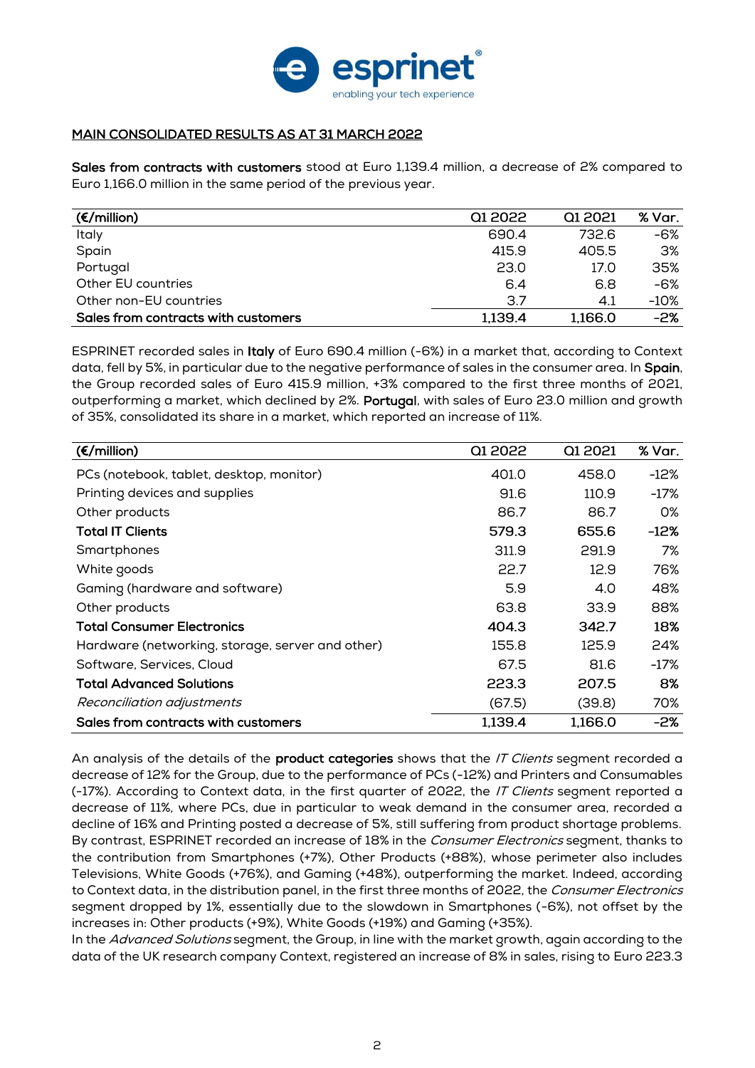## MAIN CONSOLIDATED RESULTS AS AT 31 MARCH 2022

**Sales from contracts with customers** stood at Euro 1,139.4 million, a decrease of 2% compared to Euro 1,166.0 million in the same period of the previous year.

| (€/million) | Q1 2022 | Q1 2021 | % Var. |
|---|---|---|---|
| Italy | 690.4 | 732.6 | -6% |
| Spain | 415.9 | 405.5 | 3% |
| Portugal | 23.0 | 17.0 | 35% |
| Other EU countries | 6.4 | 6.8 | -6% |
| Other non-EU countries | 3.7 | 4.1 | -10% |
| **Sales from contracts with customers** | **1,139.4** | **1,166.0** | **-2%** |

ESPRINET recorded sales in **Italy** of Euro 690.4 million (-6%) in a market that, according to Context data, fell by 5%, in particular due to the negative performance of sales in the consumer area. In **Spain**, the Group recorded sales of Euro 415.9 million, +3% compared to the first three months of 2021, outperforming a market, which declined by 2%. **Portugal**, with sales of Euro 23.0 million and growth of 35%, consolidated its share in a market, which reported an increase of 11%.

| (€/million) | Q1 2022 | Q1 2021 | % Var. |
|---|---|---|---|
| PCs (notebook, tablet, desktop, monitor) | 401.0 | 458.0 | -12% |
| Printing devices and supplies | 91.6 | 110.9 | -17% |
| Other products | 86.7 | 86.7 | 0% |
| **Total IT Clients** | **579.3** | **655.6** | **-12%** |
| Smartphones | 311.9 | 291.9 | 7% |
| White goods | 22.7 | 12.9 | 76% |
| Gaming (hardware and software) | 5.9 | 4.0 | 48% |
| Other products | 63.8 | 33.9 | 88% |
| **Total Consumer Electronics** | **404.3** | **342.7** | **18%** |
| Hardware (networking, storage, server and other) | 155.8 | 125.9 | 24% |
| Software, Services, Cloud | 67.5 | 81.6 | -17% |
| **Total Advanced Solutions** | **223.3** | **207.5** | **8%** |
| *Reconciliation adjustments* | (67.5) | (39.8) | 70% |
| **Sales from contracts with customers** | **1,139.4** | **1,166.0** | **-2%** |

An analysis of the details of the **product categories** shows that the *IT Clients* segment recorded a decrease of 12% for the Group, due to the performance of PCs (-12%) and Printers and Consumables (-17%). According to Context data, in the first quarter of 2022, the *IT Clients* segment reported a decrease of 11%, where PCs, due in particular to weak demand in the consumer area, recorded a decline of 16% and Printing posted a decrease of 5%, still suffering from product shortage problems. By contrast, ESPRINET recorded an increase of 18% in the *Consumer Electronics* segment, thanks to the contribution from Smartphones (+7%), Other Products (+88%), whose perimeter also includes Televisions, White Goods (+76%), and Gaming (+48%), outperforming the market. Indeed, according to Context data, in the distribution panel, in the first three months of 2022, the *Consumer Electronics* segment dropped by 1%, essentially due to the slowdown in Smartphones (-6%), not offset by the increases in: Other products (+9%), White Goods (+19%) and Gaming (+35%).
In the *Advanced Solutions* segment, the Group, in line with the market growth, again according to the data of the UK research company Context, registered an increase of 8% in sales, rising to Euro 223.3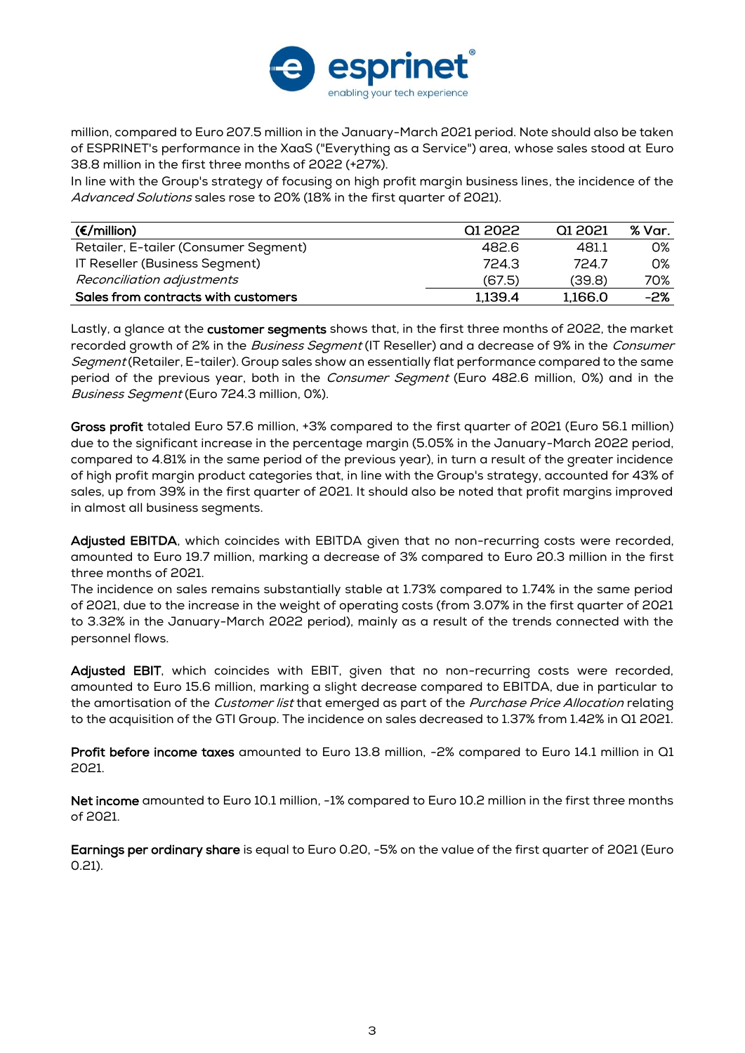million, compared to Euro 207.5 million in the January-March 2021 period. Note should also be taken of ESPRINET's performance in the XaaS ("Everything as a Service") area, whose sales stood at Euro 38.8 million in the first three months of 2022 (+27%).
In line with the Group's strategy of focusing on high profit margin business lines, the incidence of the *Advanced Solutions* sales rose to 20% (18% in the first quarter of 2021).

| **(€/million)** | Q1 2022 | Q1 2021 | % Var. |
|---|---|---|---|
| Retailer, E-tailer (Consumer Segment) | 482.6 | 481.1 | 0% |
| IT Reseller (Business Segment) | 724.3 | 724.7 | 0% |
| *Reconciliation adjustments* | (67.5) | (39.8) | 70% |
| **Sales from contracts with customers** | **1,139.4** | **1,166.0** | **-2%** |

Lastly, a glance at the **customer segments** shows that, in the first three months of 2022, the market recorded growth of 2% in the *Business Segment* (IT Reseller) and a decrease of 9% in the *Consumer Segment* (Retailer, E-tailer). Group sales show an essentially flat performance compared to the same period of the previous year, both in the *Consumer Segment* (Euro 482.6 million, 0%) and in the *Business Segment* (Euro 724.3 million, 0%).

**Gross profit** totaled Euro 57.6 million, +3% compared to the first quarter of 2021 (Euro 56.1 million) due to the significant increase in the percentage margin (5.05% in the January-March 2022 period, compared to 4.81% in the same period of the previous year), in turn a result of the greater incidence of high profit margin product categories that, in line with the Group's strategy, accounted for 43% of sales, up from 39% in the first quarter of 2021. It should also be noted that profit margins improved in almost all business segments.

**Adjusted EBITDA**, which coincides with EBITDA given that no non-recurring costs were recorded, amounted to Euro 19.7 million, marking a decrease of 3% compared to Euro 20.3 million in the first three months of 2021.
The incidence on sales remains substantially stable at 1.73% compared to 1.74% in the same period of 2021, due to the increase in the weight of operating costs (from 3.07% in the first quarter of 2021 to 3.32% in the January-March 2022 period), mainly as a result of the trends connected with the personnel flows.

**Adjusted EBIT**, which coincides with EBIT, given that no non-recurring costs were recorded, amounted to Euro 15.6 million, marking a slight decrease compared to EBITDA, due in particular to the amortisation of the *Customer list* that emerged as part of the *Purchase Price Allocation* relating to the acquisition of the GTI Group. The incidence on sales decreased to 1.37% from 1.42% in Q1 2021.

**Profit before income taxes** amounted to Euro 13.8 million, -2% compared to Euro 14.1 million in Q1 2021.

**Net income** amounted to Euro 10.1 million, -1% compared to Euro 10.2 million in the first three months of 2021.

**Earnings per ordinary share** is equal to Euro 0.20, -5% on the value of the first quarter of 2021 (Euro 0.21).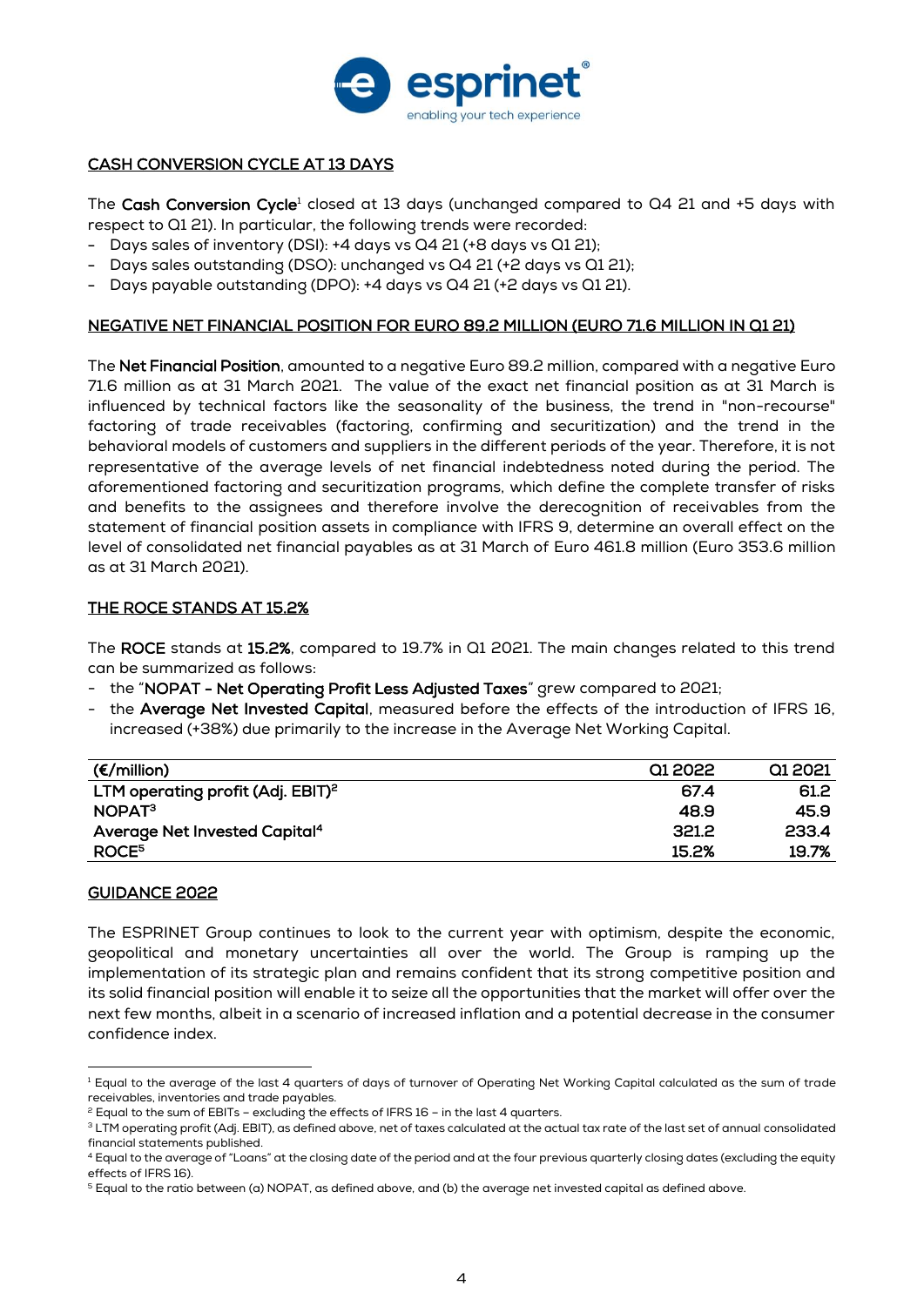## CASH CONVERSION CYCLE AT 13 DAYS

The **Cash Conversion Cycle**[1] closed at 13 days (unchanged compared to Q4 21 and +5 days with respect to Q1 21). In particular, the following trends were recorded:

- Days sales of inventory (DSI): +4 days vs Q4 21 (+8 days vs Q1 21);
- Days sales outstanding (DSO): unchanged vs Q4 21 (+2 days vs Q1 21);
- Days payable outstanding (DPO): +4 days vs Q4 21 (+2 days vs Q1 21).

## NEGATIVE NET FINANCIAL POSITION FOR EURO 89.2 MILLION (EURO 71.6 MILLION IN Q1 21)

The **Net Financial Position**, amounted to a negative Euro 89.2 million, compared with a negative Euro 71.6 million as at 31 March 2021. The value of the exact net financial position as at 31 March is influenced by technical factors like the seasonality of the business, the trend in "non-recourse" factoring of trade receivables (factoring, confirming and securitization) and the trend in the behavioral models of customers and suppliers in the different periods of the year. Therefore, it is not representative of the average levels of net financial indebtedness noted during the period. The aforementioned factoring and securitization programs, which define the complete transfer of risks and benefits to the assignees and therefore involve the derecognition of receivables from the statement of financial position assets in compliance with IFRS 9, determine an overall effect on the level of consolidated net financial payables as at 31 March of Euro 461.8 million (Euro 353.6 million as at 31 March 2021).

## THE ROCE STANDS AT 15.2%

The **ROCE** stands at **15.2%**, compared to 19.7% in Q1 2021. The main changes related to this trend can be summarized as follows:

- the "**NOPAT - Net Operating Profit Less Adjusted Taxes**" grew compared to 2021;
- the **Average Net Invested Capital**, measured before the effects of the introduction of IFRS 16, increased (+38%) due primarily to the increase in the Average Net Working Capital.

| (€/million) | Q1 2022 | Q1 2021 |
|---|---|---|
| LTM operating profit (Adj. EBIT)[2] | 67.4 | 61.2 |
| NOPAT[3] | 48.9 | 45.9 |
| Average Net Invested Capital[4] | 321.2 | 233.4 |
| ROCE[5] | 15.2% | 19.7% |

## GUIDANCE 2022

The ESPRINET Group continues to look to the current year with optimism, despite the economic, geopolitical and monetary uncertainties all over the world. The Group is ramping up the implementation of its strategic plan and remains confident that its strong competitive position and its solid financial position will enable it to seize all the opportunities that the market will offer over the next few months, albeit in a scenario of increased inflation and a potential decrease in the consumer confidence index.

---

[1] Equal to the average of the last 4 quarters of days of turnover of Operating Net Working Capital calculated as the sum of trade receivables, inventories and trade payables.

[2] Equal to the sum of EBITs – excluding the effects of IFRS 16 – in the last 4 quarters.

[3] LTM operating profit (Adj. EBIT), as defined above, net of taxes calculated at the actual tax rate of the last set of annual consolidated financial statements published.

[4] Equal to the average of "Loans" at the closing date of the period and at the four previous quarterly closing dates (excluding the equity effects of IFRS 16).

[5] Equal to the ratio between (a) NOPAT, as defined above, and (b) the average net invested capital as defined above.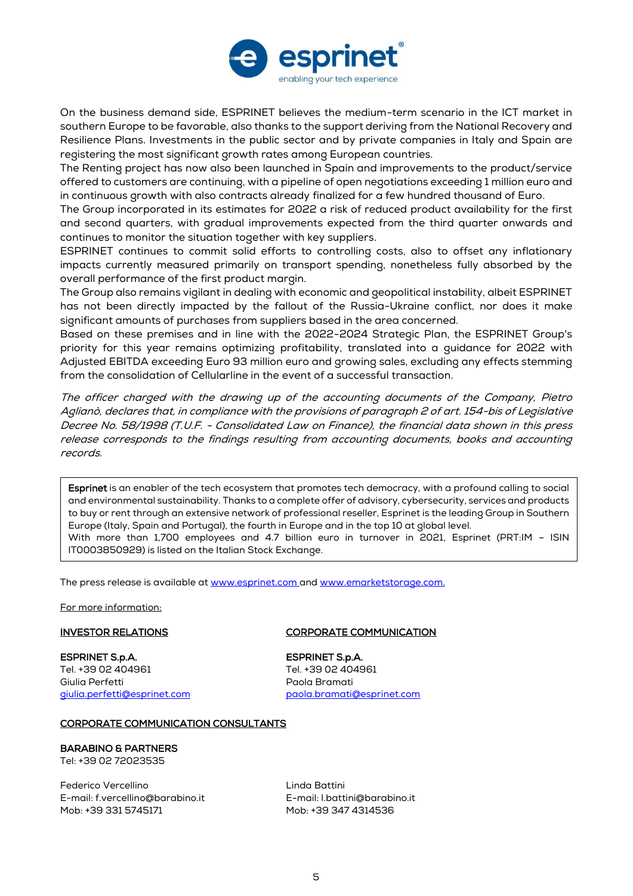On the business demand side, ESPRINET believes the medium-term scenario in the ICT market in southern Europe to be favorable, also thanks to the support deriving from the National Recovery and Resilience Plans. Investments in the public sector and by private companies in Italy and Spain are registering the most significant growth rates among European countries.
The Renting project has now also been launched in Spain and improvements to the product/service offered to customers are continuing, with a pipeline of open negotiations exceeding 1 million euro and in continuous growth with also contracts already finalized for a few hundred thousand of Euro.
The Group incorporated in its estimates for 2022 a risk of reduced product availability for the first and second quarters, with gradual improvements expected from the third quarter onwards and continues to monitor the situation together with key suppliers.
ESPRINET continues to commit solid efforts to controlling costs, also to offset any inflationary impacts currently measured primarily on transport spending, nonetheless fully absorbed by the overall performance of the first product margin.
The Group also remains vigilant in dealing with economic and geopolitical instability, albeit ESPRINET has not been directly impacted by the fallout of the Russia-Ukraine conflict, nor does it make significant amounts of purchases from suppliers based in the area concerned.
Based on these premises and in line with the 2022-2024 Strategic Plan, the ESPRINET Group's priority for this year remains optimizing profitability, translated into a guidance for 2022 with Adjusted EBITDA exceeding Euro 93 million euro and growing sales, excluding any effects stemming from the consolidation of Cellularline in the event of a successful transaction.

*The officer charged with the drawing up of the accounting documents of the Company, Pietro Aglianò, declares that, in compliance with the provisions of paragraph 2 of art. 154-bis of Legislative Decree No. 58/1998 (T.U.F. - Consolidated Law on Finance), the financial data shown in this press release corresponds to the findings resulting from accounting documents, books and accounting records.*

**Esprinet** is an enabler of the tech ecosystem that promotes tech democracy, with a profound calling to social and environmental sustainability. Thanks to a complete offer of advisory, cybersecurity, services and products to buy or rent through an extensive network of professional reseller, Esprinet is the leading Group in Southern Europe (Italy, Spain and Portugal), the fourth in Europe and in the top 10 at global level.
With more than 1,700 employees and 4.7 billion euro in turnover in 2021, Esprinet (PRT:IM – ISIN IT0003850929) is listed on the Italian Stock Exchange.

The press release is available at www.esprinet.com and www.emarketstorage.com.

For more information:

**INVESTOR RELATIONS**

**ESPRINET S.p.A.**
Tel. +39 02 404961
Giulia Perfetti
giulia.perfetti@esprinet.com

**CORPORATE COMMUNICATION**

**ESPRINET S.p.A.**
Tel. +39 02 404961
Paola Bramati
paola.bramati@esprinet.com

**CORPORATE COMMUNICATION CONSULTANTS**

**BARABINO & PARTNERS**
Tel: +39 02 72023535

Federico Vercellino
E-mail: f.vercellino@barabino.it
Mob: +39 331 5745171

Linda Battini
E-mail: l.battini@barabino.it
Mob: +39 347 4314536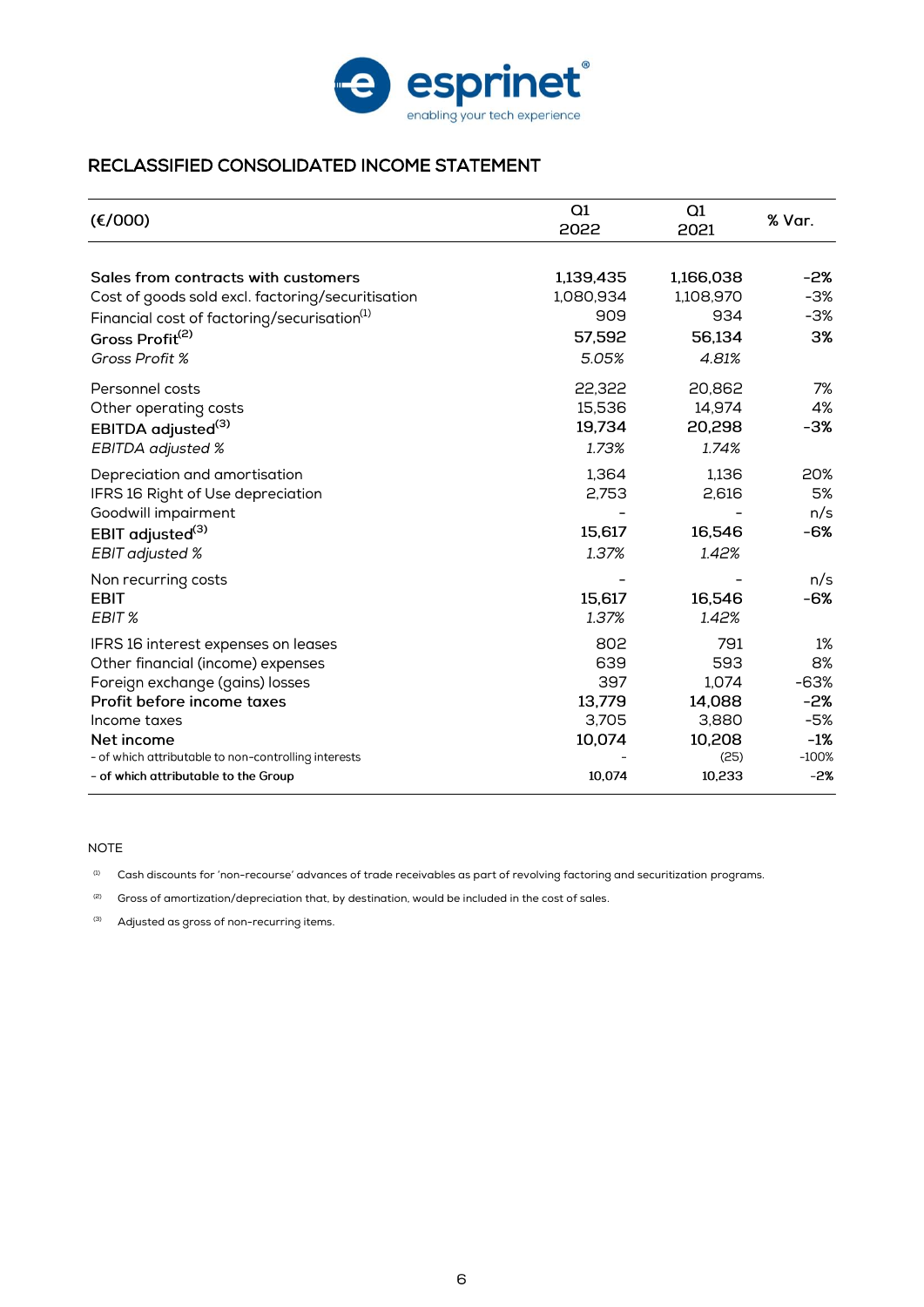## RECLASSIFIED CONSOLIDATED INCOME STATEMENT

| (€/000) | Q1 2022 | Q1 2021 | % Var. |
|---|---|---|---|
| **Sales from contracts with customers** | **1,139,435** | **1,166,038** | **-2%** |
| Cost of goods sold excl. factoring/securitisation | 1,080,934 | 1,108,970 | -3% |
| Financial cost of factoring/securisation[1] | 909 | 934 | -3% |
| **Gross Profit[2]** | **57,592** | **56,134** | **3%** |
| *Gross Profit %* | *5.05%* | *4.81%* | |
| Personnel costs | 22,322 | 20,862 | 7% |
| Other operating costs | 15,536 | 14,974 | 4% |
| **EBITDA adjusted[3]** | **19,734** | **20,298** | **-3%** |
| *EBITDA adjusted %* | *1.73%* | *1.74%* | |
| Depreciation and amortisation | 1,364 | 1,136 | 20% |
| IFRS 16 Right of Use depreciation | 2,753 | 2,616 | 5% |
| Goodwill impairment | - | - | n/s |
| **EBIT adjusted[3]** | **15,617** | **16,546** | **-6%** |
| *EBIT adjusted %* | *1.37%* | *1.42%* | |
| Non recurring costs | - | - | n/s |
| **EBIT** | **15,617** | **16,546** | **-6%** |
| *EBIT %* | *1.37%* | *1.42%* | |
| IFRS 16 interest expenses on leases | 802 | 791 | 1% |
| Other financial (income) expenses | 639 | 593 | 8% |
| Foreign exchange (gains) losses | 397 | 1,074 | -63% |
| **Profit before income taxes** | **13,779** | **14,088** | **-2%** |
| Income taxes | 3,705 | 3,880 | -5% |
| **Net income** | **10,074** | **10,208** | **-1%** |
| - of which attributable to non-controlling interests | - | (25) | -100% |
| **- of which attributable to the Group** | **10,074** | **10,233** | **-2%** |

NOTE

[1] Cash discounts for 'non-recourse' advances of trade receivables as part of revolving factoring and securitization programs.

[2] Gross of amortization/depreciation that, by destination, would be included in the cost of sales.

[3] Adjusted as gross of non-recurring items.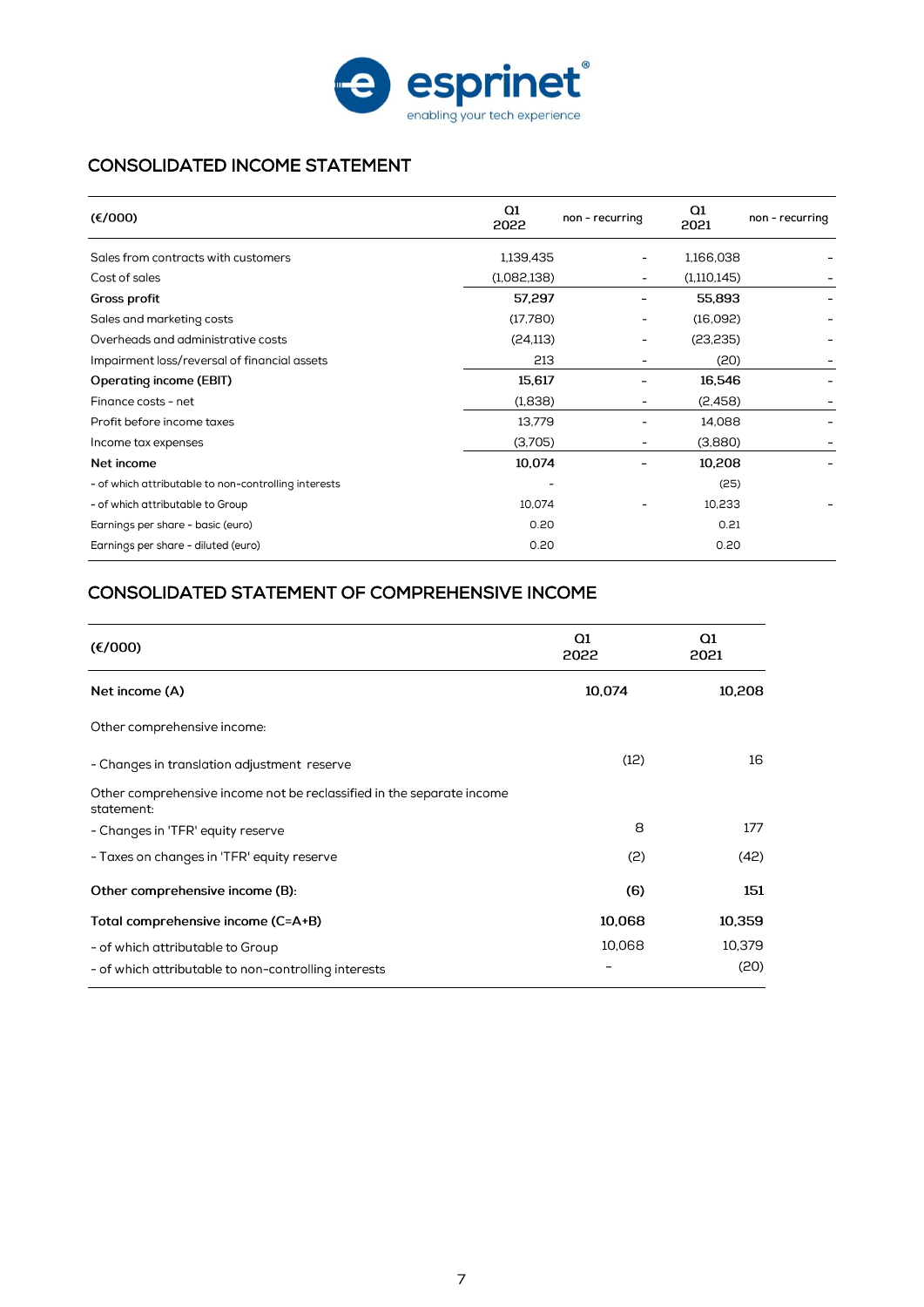## CONSOLIDATED INCOME STATEMENT

| (€/000) | Q1 2022 | non - recurring | Q1 2021 | non - recurring |
|---|---|---|---|---|
| Sales from contracts with customers | 1,139,435 | - | 1,166,038 | - |
| Cost of sales | (1,082,138) | - | (1,110,145) | - |
| **Gross profit** | **57,297** | - | **55,893** | - |
| Sales and marketing costs | (17,780) | - | (16,092) | - |
| Overheads and administrative costs | (24,113) | - | (23,235) | - |
| Impairment loss/reversal of financial assets | 213 | - | (20) | - |
| **Operating income (EBIT)** | **15,617** | - | **16,546** | - |
| Finance costs - net | (1,838) | - | (2,458) | - |
| Profit before income taxes | 13,779 | - | 14,088 | - |
| Income tax expenses | (3,705) | - | (3,880) | - |
| **Net income** | **10,074** | - | **10,208** | - |
| - of which attributable to non-controlling interests | - | | (25) | |
| - of which attributable to Group | 10,074 | - | 10,233 | - |
| Earnings per share - basic (euro) | 0.20 | | 0.21 | |
| Earnings per share - diluted (euro) | 0.20 | | 0.20 | |

## CONSOLIDATED STATEMENT OF COMPREHENSIVE INCOME

| (€/000) | Q1 2022 | Q1 2021 |
|---|---|---|
| **Net income (A)** | **10,074** | **10,208** |
| Other comprehensive income: | | |
| - Changes in translation adjustment reserve | (12) | 16 |
| Other comprehensive income not be reclassified in the separate income statement: | | |
| - Changes in 'TFR' equity reserve | 8 | 177 |
| - Taxes on changes in 'TFR' equity reserve | (2) | (42) |
| **Other comprehensive income (B):** | **(6)** | **151** |
| **Total comprehensive income (C=A+B)** | **10,068** | **10,359** |
| - of which attributable to Group | 10,068 | 10,379 |
| - of which attributable to non-controlling interests | - | (20) |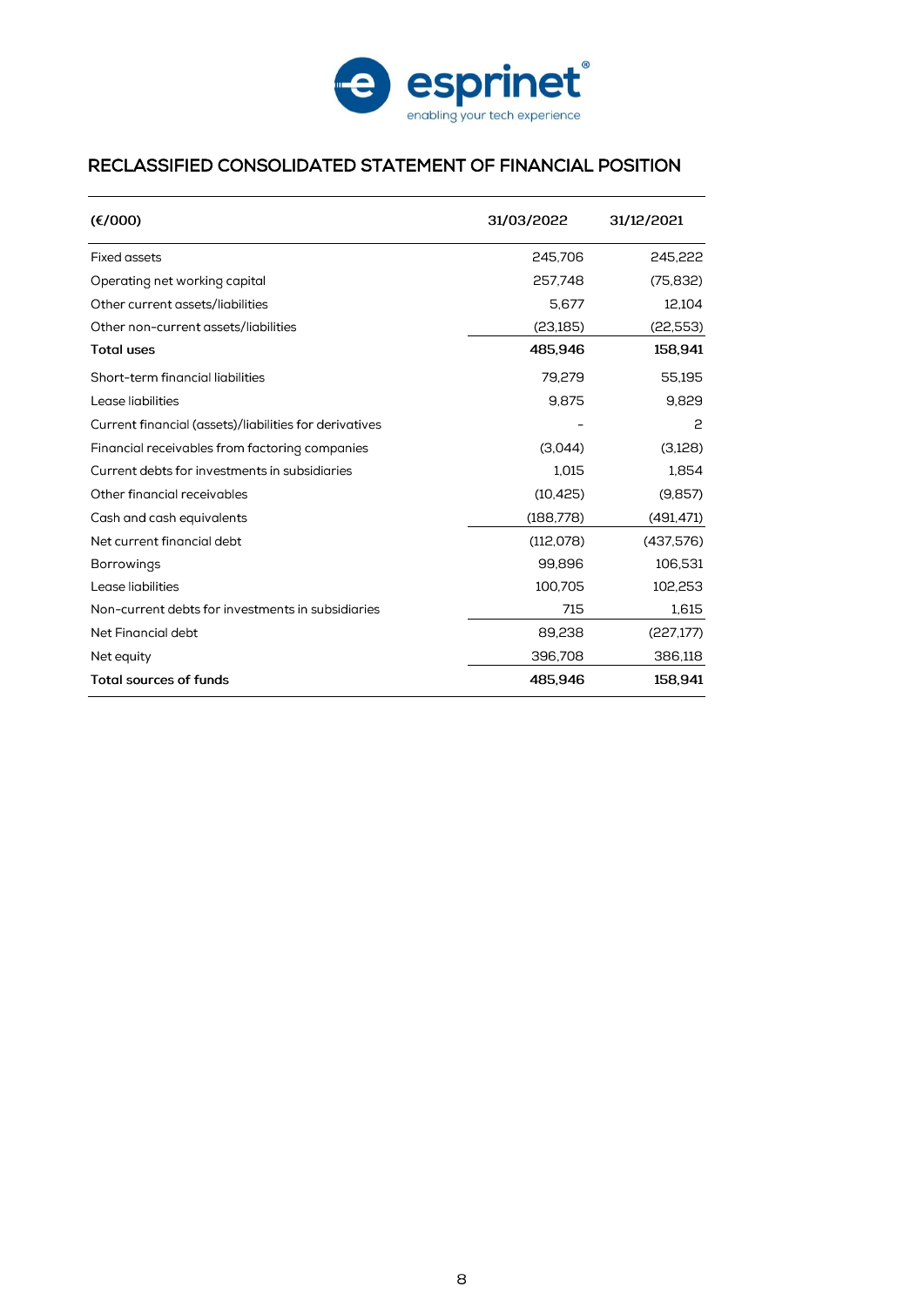## RECLASSIFIED CONSOLIDATED STATEMENT OF FINANCIAL POSITION

| (€/000) | 31/03/2022 | 31/12/2021 |
|---|---|---|
| Fixed assets | 245,706 | 245,222 |
| Operating net working capital | 257,748 | (75,832) |
| Other current assets/liabilities | 5,677 | 12,104 |
| Other non-current assets/liabilities | (23,185) | (22,553) |
| **Total uses** | **485,946** | **158,941** |
| Short-term financial liabilities | 79,279 | 55,195 |
| Lease liabilities | 9,875 | 9,829 |
| Current financial (assets)/liabilities for derivatives | - | 2 |
| Financial receivables from factoring companies | (3,044) | (3,128) |
| Current debts for investments in subsidiaries | 1,015 | 1,854 |
| Other financial receivables | (10,425) | (9,857) |
| Cash and cash equivalents | (188,778) | (491,471) |
| Net current financial debt | (112,078) | (437,576) |
| Borrowings | 99,896 | 106,531 |
| Lease liabilities | 100,705 | 102,253 |
| Non-current debts for investments in subsidiaries | 715 | 1,615 |
| Net Financial debt | 89,238 | (227,177) |
| Net equity | 396,708 | 386,118 |
| **Total sources of funds** | **485,946** | **158,941** |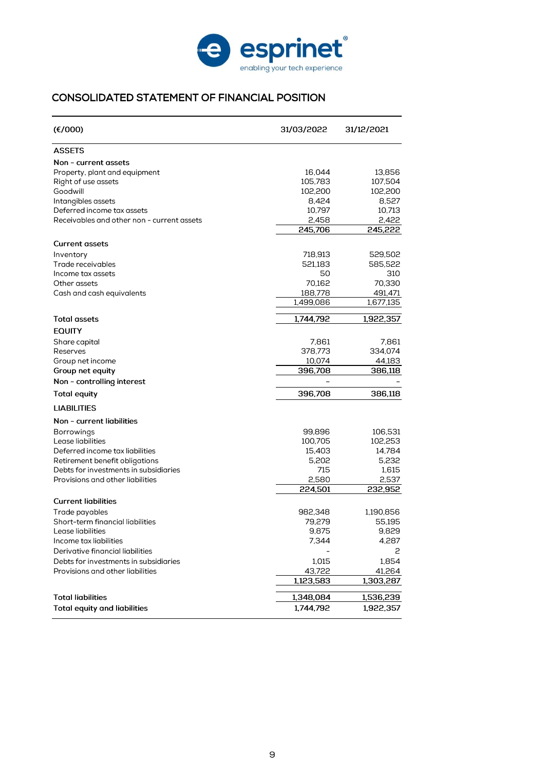## CONSOLIDATED STATEMENT OF FINANCIAL POSITION

| (€/000) | 31/03/2022 | 31/12/2021 |
|---|---|---|
| **ASSETS** | | |
| **Non - current assets** | | |
| Property, plant and equipment | 16,044 | 13,856 |
| Right of use assets | 105,783 | 107,504 |
| Goodwill | 102,200 | 102,200 |
| Intangibles assets | 8,424 | 8,527 |
| Deferred income tax assets | 10,797 | 10,713 |
| Receivables and other non - current assets | 2,458 | 2,422 |
| | **245,706** | **245,222** |
| **Current assets** | | |
| Inventory | 718,913 | 529,502 |
| Trade receivables | 521,183 | 585,522 |
| Income tax assets | 50 | 310 |
| Other assets | 70,162 | 70,330 |
| Cash and cash equivalents | 188,778 | 491,471 |
| | 1,499,086 | 1,677,135 |
| **Total assets** | **1,744,792** | **1,922,357** |
| **EQUITY** | | |
| Share capital | 7,861 | 7,861 |
| Reserves | 378,773 | 334,074 |
| Group net income | 10,074 | 44,183 |
| **Group net equity** | **396,708** | **386,118** |
| **Non - controlling interest** | - | - |
| **Total equity** | **396,708** | **386,118** |
| **LIABILITIES** | | |
| **Non - current liabilities** | | |
| Borrowings | 99,896 | 106,531 |
| Lease liabilities | 100,705 | 102,253 |
| Deferred income tax liabilities | 15,403 | 14,784 |
| Retirement benefit obligations | 5,202 | 5,232 |
| Debts for investments in subsidiaries | 715 | 1,615 |
| Provisions and other liabilities | 2,580 | 2,537 |
| | **224,501** | **232,952** |
| **Current liabilities** | | |
| Trade payables | 982,348 | 1,190,856 |
| Short-term financial liabilities | 79,279 | 55,195 |
| Lease liabilities | 9,875 | 9,829 |
| Income tax liabilities | 7,344 | 4,287 |
| Derivative financial liabilities | - | 2 |
| Debts for investments in subsidiaries | 1,015 | 1,854 |
| Provisions and other liabilities | 43,722 | 41,264 |
| | **1,123,583** | **1,303,287** |
| **Total liabilities** | **1,348,084** | **1,536,239** |
| **Total equity and liabilities** | **1,744,792** | **1,922,357** |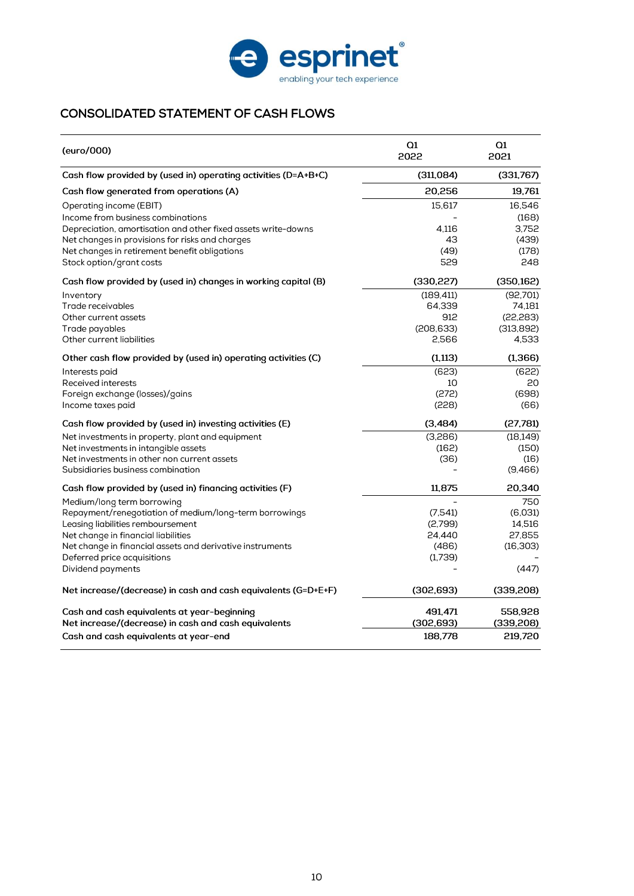## CONSOLIDATED STATEMENT OF CASH FLOWS

| (euro/000) | Q1 2022 | Q1 2021 |
|---|---|---|
| **Cash flow provided by (used in) operating activities (D=A+B+C)** | **(311,084)** | **(331,767)** |
| **Cash flow generated from operations (A)** | **20,256** | **19,761** |
| Operating income (EBIT) | 15,617 | 16,546 |
| Income from business combinations | - | (168) |
| Depreciation, amortisation and other fixed assets write-downs | 4,116 | 3,752 |
| Net changes in provisions for risks and charges | 43 | (439) |
| Net changes in retirement benefit obligations | (49) | (178) |
| Stock option/grant costs | 529 | 248 |
| **Cash flow provided by (used in) changes in working capital (B)** | **(330,227)** | **(350,162)** |
| Inventory | (189,411) | (92,701) |
| Trade receivables | 64,339 | 74,181 |
| Other current assets | 912 | (22,283) |
| Trade payables | (208,633) | (313,892) |
| Other current liabilities | 2,566 | 4,533 |
| **Other cash flow provided by (used in) operating activities (C)** | **(1,113)** | **(1,366)** |
| Interests paid | (623) | (622) |
| Received interests | 10 | 20 |
| Foreign exchange (losses)/gains | (272) | (698) |
| Income taxes paid | (228) | (66) |
| **Cash flow provided by (used in) investing activities (E)** | **(3,484)** | **(27,781)** |
| Net investments in property, plant and equipment | (3,286) | (18,149) |
| Net investments in intangible assets | (162) | (150) |
| Net investments in other non current assets | (36) | (16) |
| Subsidiaries business combination | - | (9,466) |
| **Cash flow provided by (used in) financing activities (F)** | **11,875** | **20,340** |
| Medium/long term borrowing | - | 750 |
| Repayment/renegotiation of medium/long-term borrowings | (7,541) | (6,031) |
| Leasing liabilities remboursement | (2,799) | 14,516 |
| Net change in financial liabilities | 24,440 | 27,855 |
| Net change in financial assets and derivative instruments | (486) | (16,303) |
| Deferred price acquisitions | (1,739) | - |
| Dividend payments | - | (447) |
| **Net increase/(decrease) in cash and cash equivalents (G=D+E+F)** | **(302,693)** | **(339,208)** |
| **Cash and cash equivalents at year-beginning** | **491,471** | **558,928** |
| **Net increase/(decrease) in cash and cash equivalents** | **(302,693)** | **(339,208)** |
| **Cash and cash equivalents at year-end** | **188,778** | **219,720** |